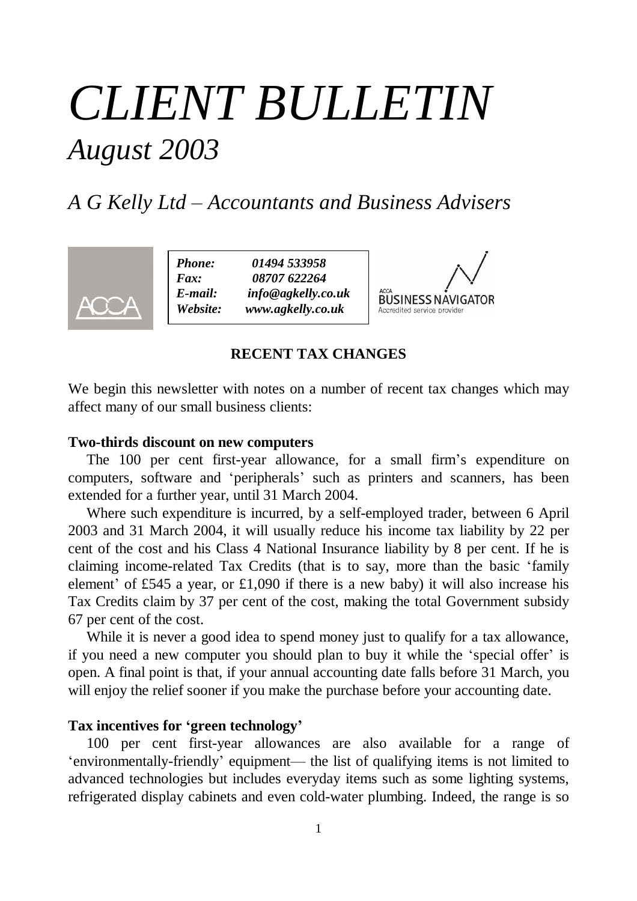# *CLIENT BULLETIN*

## *August 2003*

## *A G Kelly Ltd – Accountants and Business Advisers*

| | |
|---|---|
| ***Phone:*** | ***01494 533958*** |
| ***Fax:*** | ***08707 622264*** |
| ***E-mail:*** | ***info@agkelly.co.uk*** |
| ***Website:*** | ***www.agkelly.co.uk*** |

ACCA BUSINESS NAVIGATOR
Accredited service provider

### RECENT TAX CHANGES

We begin this newsletter with notes on a number of recent tax changes which may affect many of our small business clients:

**Two-thirds discount on new computers**

The 100 per cent first-year allowance, for a small firm's expenditure on computers, software and 'peripherals' such as printers and scanners, has been extended for a further year, until 31 March 2004.

Where such expenditure is incurred, by a self-employed trader, between 6 April 2003 and 31 March 2004, it will usually reduce his income tax liability by 22 per cent of the cost and his Class 4 National Insurance liability by 8 per cent. If he is claiming income-related Tax Credits (that is to say, more than the basic 'family element' of £545 a year, or £1,090 if there is a new baby) it will also increase his Tax Credits claim by 37 per cent of the cost, making the total Government subsidy 67 per cent of the cost.

While it is never a good idea to spend money just to qualify for a tax allowance, if you need a new computer you should plan to buy it while the 'special offer' is open. A final point is that, if your annual accounting date falls before 31 March, you will enjoy the relief sooner if you make the purchase before your accounting date.

**Tax incentives for 'green technology'**

100 per cent first-year allowances are also available for a range of 'environmentally-friendly' equipment— the list of qualifying items is not limited to advanced technologies but includes everyday items such as some lighting systems, refrigerated display cabinets and even cold-water plumbing. Indeed, the range is so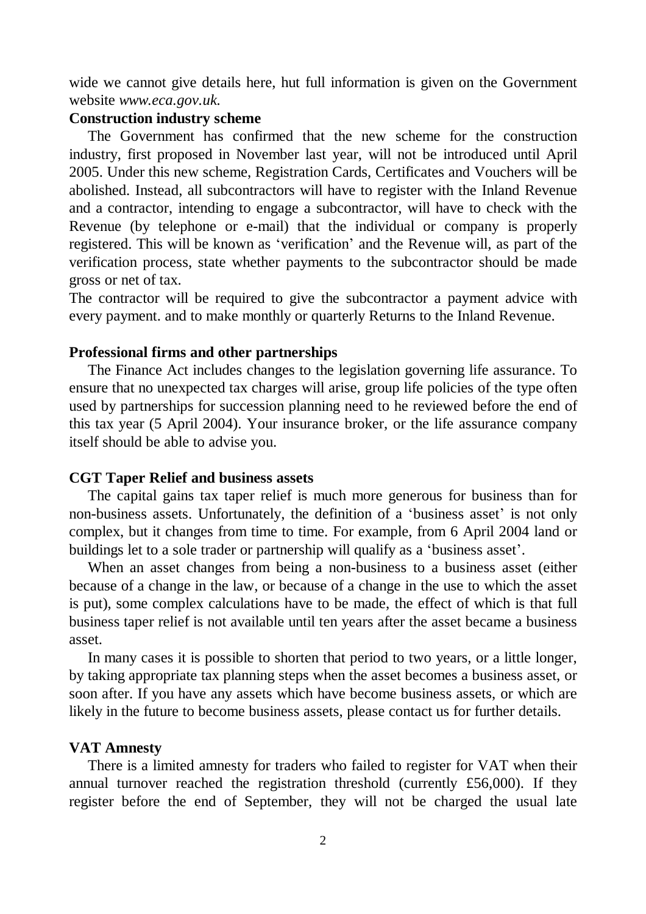wide we cannot give details here, hut full information is given on the Government website *www.eca.gov.uk.*

**Construction industry scheme**

The Government has confirmed that the new scheme for the construction industry, first proposed in November last year, will not be introduced until April 2005. Under this new scheme, Registration Cards, Certificates and Vouchers will be abolished. Instead, all subcontractors will have to register with the Inland Revenue and a contractor, intending to engage a subcontractor, will have to check with the Revenue (by telephone or e-mail) that the individual or company is properly registered. This will be known as 'verification' and the Revenue will, as part of the verification process, state whether payments to the subcontractor should be made gross or net of tax.

The contractor will be required to give the subcontractor a payment advice with every payment. and to make monthly or quarterly Returns to the Inland Revenue.

**Professional firms and other partnerships**

The Finance Act includes changes to the legislation governing life assurance. To ensure that no unexpected tax charges will arise, group life policies of the type often used by partnerships for succession planning need to he reviewed before the end of this tax year (5 April 2004). Your insurance broker, or the life assurance company itself should be able to advise you.

**CGT Taper Relief and business assets**

The capital gains tax taper relief is much more generous for business than for non-business assets. Unfortunately, the definition of a 'business asset' is not only complex, but it changes from time to time. For example, from 6 April 2004 land or buildings let to a sole trader or partnership will qualify as a 'business asset'.

When an asset changes from being a non-business to a business asset (either because of a change in the law, or because of a change in the use to which the asset is put), some complex calculations have to be made, the effect of which is that full business taper relief is not available until ten years after the asset became a business asset.

In many cases it is possible to shorten that period to two years, or a little longer, by taking appropriate tax planning steps when the asset becomes a business asset, or soon after. If you have any assets which have become business assets, or which are likely in the future to become business assets, please contact us for further details.

**VAT Amnesty**

There is a limited amnesty for traders who failed to register for VAT when their annual turnover reached the registration threshold (currently £56,000). If they register before the end of September, they will not be charged the usual late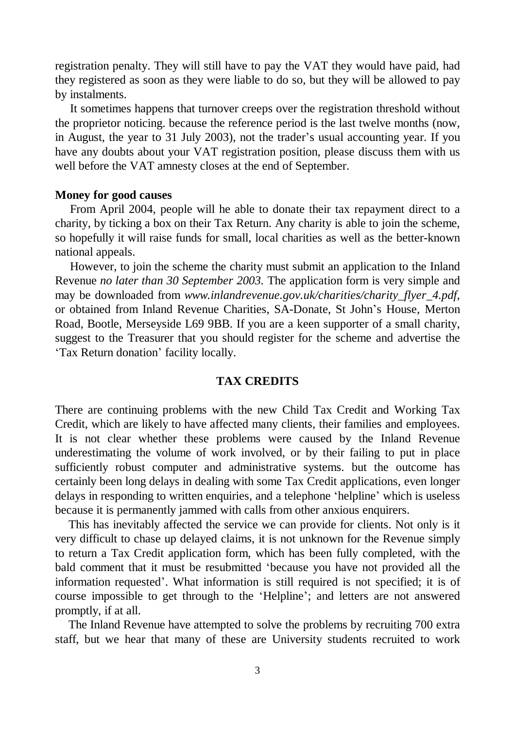registration penalty. They will still have to pay the VAT they would have paid, had they registered as soon as they were liable to do so, but they will be allowed to pay by instalments.

It sometimes happens that turnover creeps over the registration threshold without the proprietor noticing. because the reference period is the last twelve months (now, in August, the year to 31 July 2003), not the trader's usual accounting year. If you have any doubts about your VAT registration position, please discuss them with us well before the VAT amnesty closes at the end of September.

**Money for good causes**

From April 2004, people will he able to donate their tax repayment direct to a charity, by ticking a box on their Tax Return. Any charity is able to join the scheme, so hopefully it will raise funds for small, local charities as well as the better-known national appeals.

However, to join the scheme the charity must submit an application to the Inland Revenue *no later than 30 September 2003.* The application form is very simple and may be downloaded from *www.inlandrevenue.gov.uk/charities/charity_flyer_4.pdf,* or obtained from Inland Revenue Charities, SA-Donate, St John's House, Merton Road, Bootle, Merseyside L69 9BB. If you are a keen supporter of a small charity, suggest to the Treasurer that you should register for the scheme and advertise the 'Tax Return donation' facility locally.

## TAX CREDITS

There are continuing problems with the new Child Tax Credit and Working Tax Credit, which are likely to have affected many clients, their families and employees. It is not clear whether these problems were caused by the Inland Revenue underestimating the volume of work involved, or by their failing to put in place sufficiently robust computer and administrative systems. but the outcome has certainly been long delays in dealing with some Tax Credit applications, even longer delays in responding to written enquiries, and a telephone 'helpline' which is useless because it is permanently jammed with calls from other anxious enquirers.

This has inevitably affected the service we can provide for clients. Not only is it very difficult to chase up delayed claims, it is not unknown for the Revenue simply to return a Tax Credit application form, which has been fully completed, with the bald comment that it must be resubmitted 'because you have not provided all the information requested'. What information is still required is not specified; it is of course impossible to get through to the 'Helpline'; and letters are not answered promptly, if at all.

The Inland Revenue have attempted to solve the problems by recruiting 700 extra staff, but we hear that many of these are University students recruited to work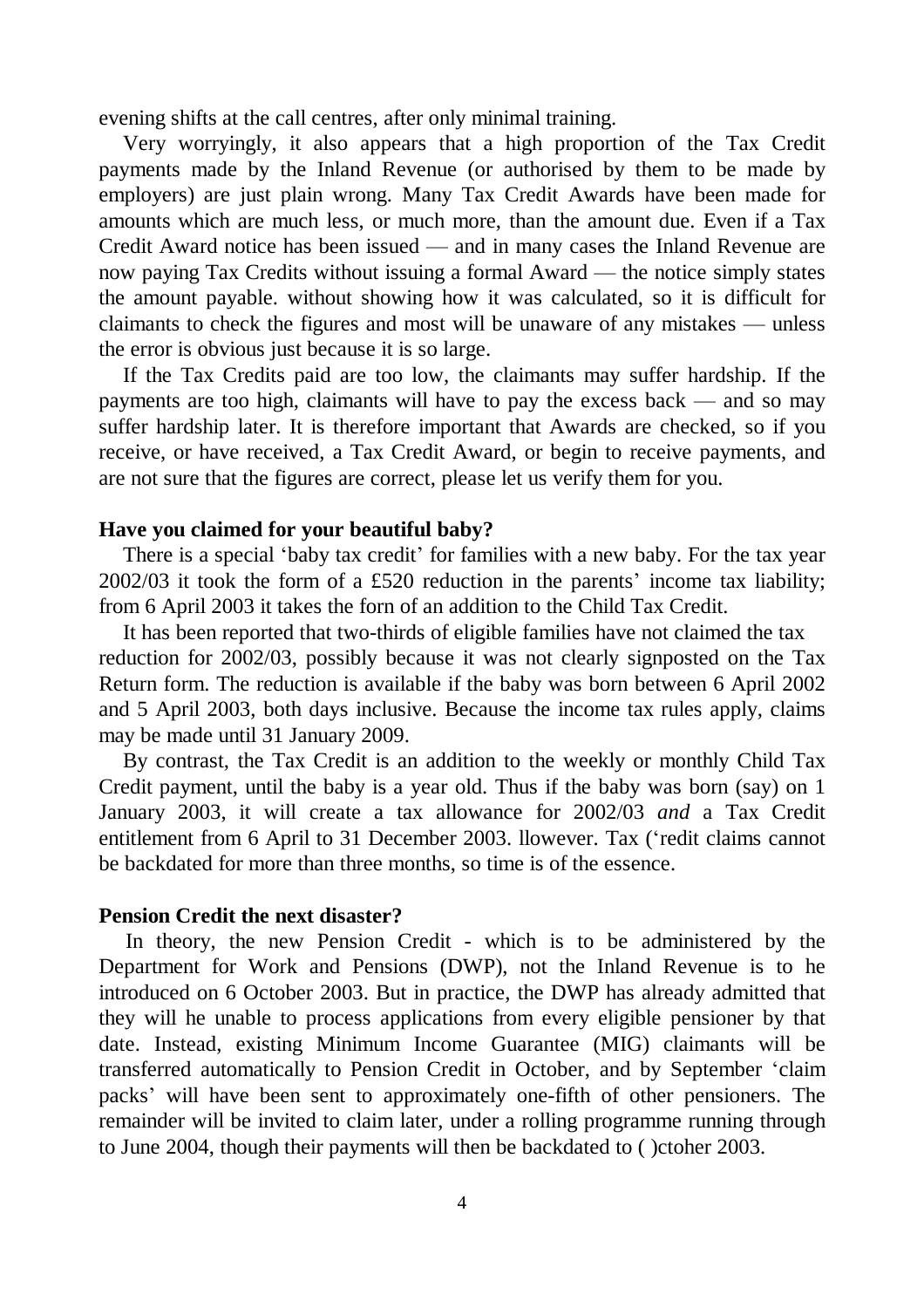evening shifts at the call centres, after only minimal training.

Very worryingly, it also appears that a high proportion of the Tax Credit payments made by the Inland Revenue (or authorised by them to be made by employers) are just plain wrong. Many Tax Credit Awards have been made for amounts which are much less, or much more, than the amount due. Even if a Tax Credit Award notice has been issued — and in many cases the Inland Revenue are now paying Tax Credits without issuing a formal Award — the notice simply states the amount payable. without showing how it was calculated, so it is difficult for claimants to check the figures and most will be unaware of any mistakes — unless the error is obvious just because it is so large.

If the Tax Credits paid are too low, the claimants may suffer hardship. If the payments are too high, claimants will have to pay the excess back — and so may suffer hardship later. It is therefore important that Awards are checked, so if you receive, or have received, a Tax Credit Award, or begin to receive payments, and are not sure that the figures are correct, please let us verify them for you.

**Have you claimed for your beautiful baby?**

There is a special 'baby tax credit' for families with a new baby. For the tax year 2002/03 it took the form of a £520 reduction in the parents' income tax liability; from 6 April 2003 it takes the forn of an addition to the Child Tax Credit.

It has been reported that two-thirds of eligible families have not claimed the tax reduction for 2002/03, possibly because it was not clearly signposted on the Tax Return form. The reduction is available if the baby was born between 6 April 2002 and 5 April 2003, both days inclusive. Because the income tax rules apply, claims may be made until 31 January 2009.

By contrast, the Tax Credit is an addition to the weekly or monthly Child Tax Credit payment, until the baby is a year old. Thus if the baby was born (say) on 1 January 2003, it will create a tax allowance for 2002/03 *and* a Tax Credit entitlement from 6 April to 31 December 2003. llowever. Tax ('redit claims cannot be backdated for more than three months, so time is of the essence.

**Pension Credit the next disaster?**

In theory, the new Pension Credit - which is to be administered by the Department for Work and Pensions (DWP), not the Inland Revenue is to he introduced on 6 October 2003. But in practice, the DWP has already admitted that they will he unable to process applications from every eligible pensioner by that date. Instead, existing Minimum Income Guarantee (MIG) claimants will be transferred automatically to Pension Credit in October, and by September 'claim packs' will have been sent to approximately one-fifth of other pensioners. The remainder will be invited to claim later, under a rolling programme running through to June 2004, though their payments will then be backdated to ( )ctoher 2003.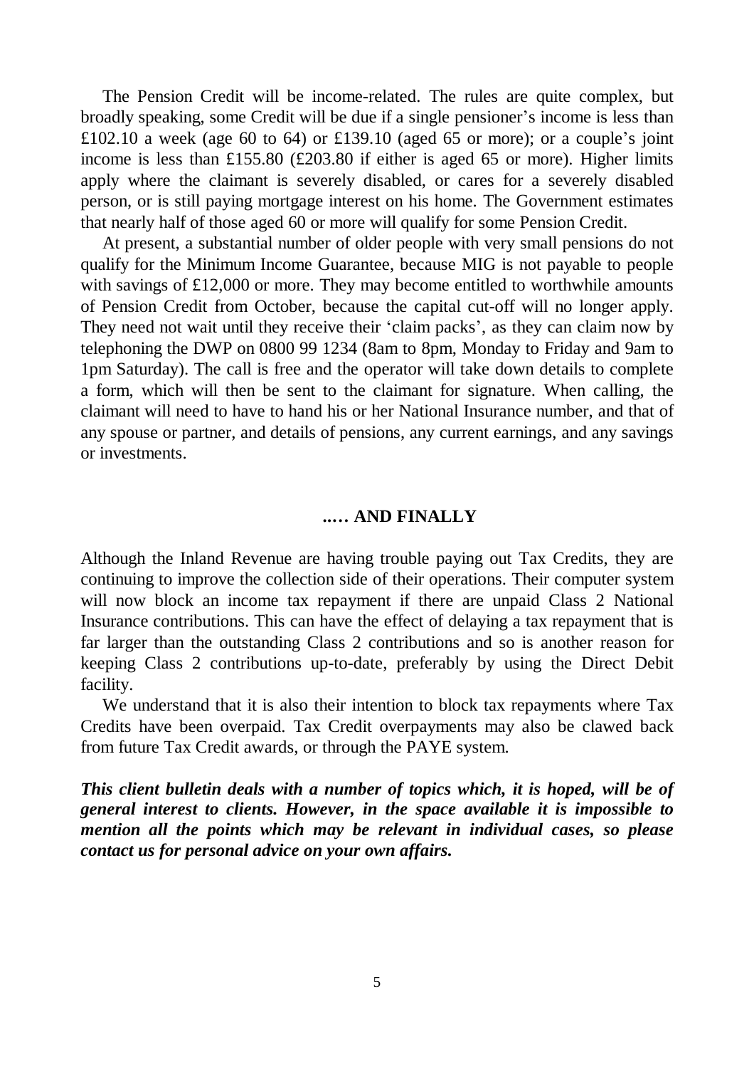The Pension Credit will be income-related. The rules are quite complex, but broadly speaking, some Credit will be due if a single pensioner's income is less than £102.10 a week (age 60 to 64) or £139.10 (aged 65 or more); or a couple's joint income is less than £155.80 (£203.80 if either is aged 65 or more). Higher limits apply where the claimant is severely disabled, or cares for a severely disabled person, or is still paying mortgage interest on his home. The Government estimates that nearly half of those aged 60 or more will qualify for some Pension Credit.

At present, a substantial number of older people with very small pensions do not qualify for the Minimum Income Guarantee, because MIG is not payable to people with savings of £12,000 or more. They may become entitled to worthwhile amounts of Pension Credit from October, because the capital cut-off will no longer apply. They need not wait until they receive their 'claim packs', as they can claim now by telephoning the DWP on 0800 99 1234 (8am to 8pm, Monday to Friday and 9am to 1pm Saturday). The call is free and the operator will take down details to complete a form, which will then be sent to the claimant for signature. When calling, the claimant will need to have to hand his or her National Insurance number, and that of any spouse or partner, and details of pensions, any current earnings, and any savings or investments.

## ..… AND FINALLY

Although the Inland Revenue are having trouble paying out Tax Credits, they are continuing to improve the collection side of their operations. Their computer system will now block an income tax repayment if there are unpaid Class 2 National Insurance contributions. This can have the effect of delaying a tax repayment that is far larger than the outstanding Class 2 contributions and so is another reason for keeping Class 2 contributions up-to-date, preferably by using the Direct Debit facility.

We understand that it is also their intention to block tax repayments where Tax Credits have been overpaid. Tax Credit overpayments may also be clawed back from future Tax Credit awards, or through the PAYE system.

***This client bulletin deals with a number of topics which, it is hoped, will be of general interest to clients. However, in the space available it is impossible to mention all the points which may be relevant in individual cases, so please contact us for personal advice on your own affairs.***